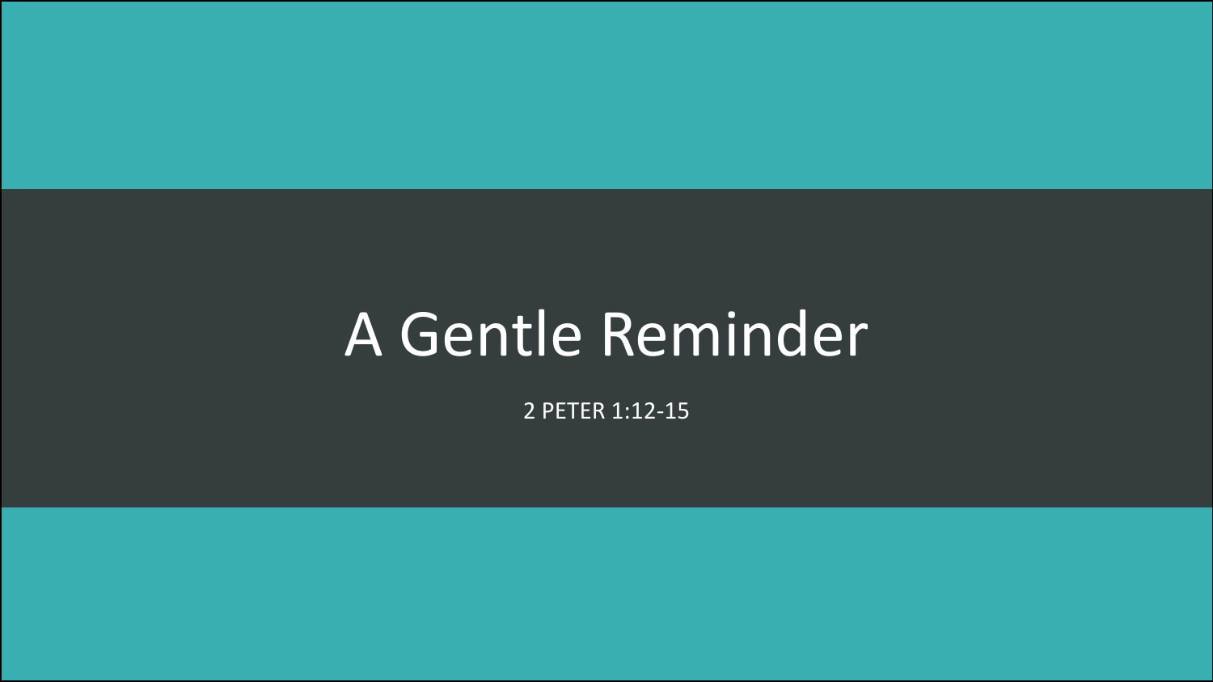# A Gentle Reminder

2 PETER 1:12-15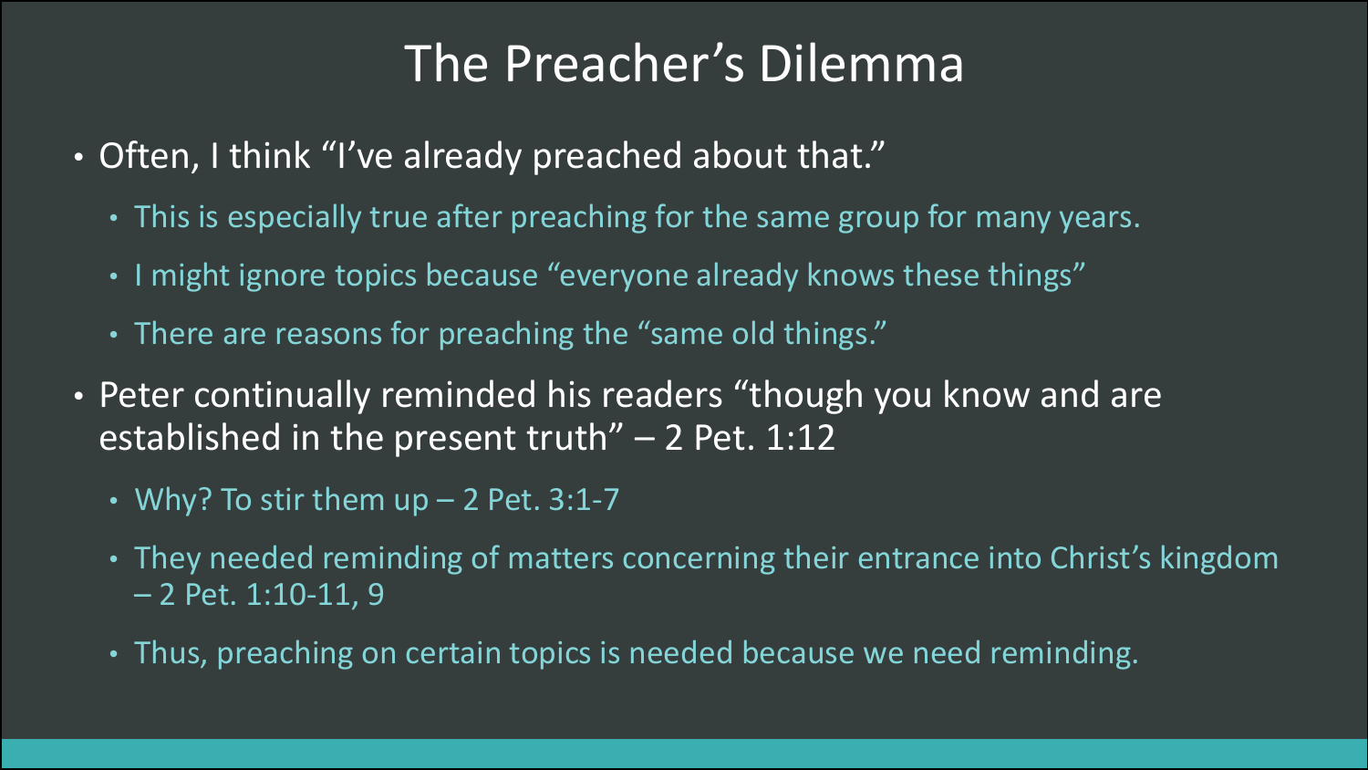# The Preacher's Dilemma

- Often, I think "I've already preached about that."
  - This is especially true after preaching for the same group for many years.
  - I might ignore topics because "everyone already knows these things"
  - There are reasons for preaching the "same old things."
- Peter continually reminded his readers "though you know and are established in the present truth" – 2 Pet. 1:12
  - Why? To stir them up – 2 Pet. 3:1-7
  - They needed reminding of matters concerning their entrance into Christ's kingdom – 2 Pet. 1:10-11, 9
  - Thus, preaching on certain topics is needed because we need reminding.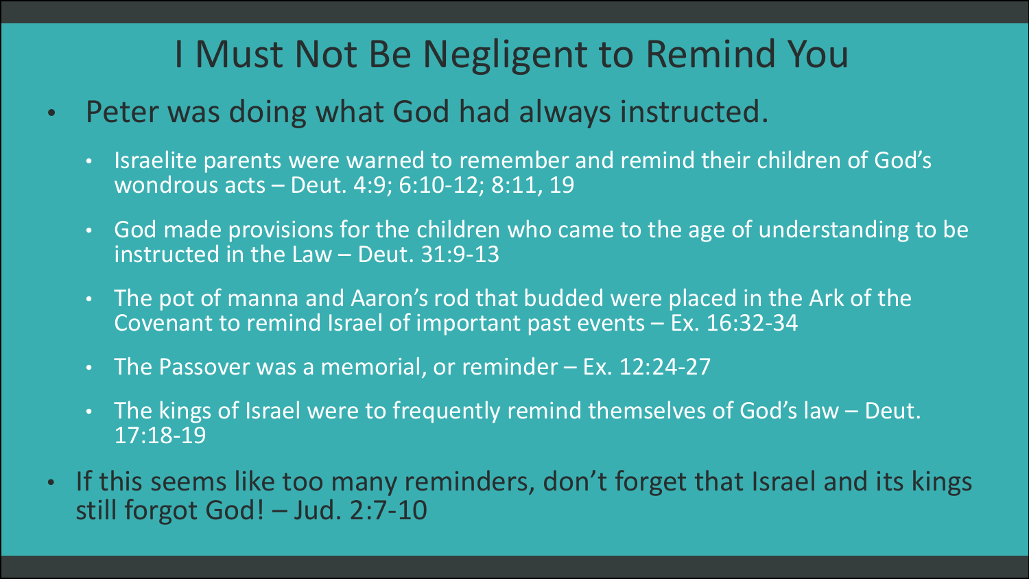# I Must Not Be Negligent to Remind You

- Peter was doing what God had always instructed.
  - Israelite parents were warned to remember and remind their children of God's wondrous acts – Deut. 4:9; 6:10-12; 8:11, 19
  - God made provisions for the children who came to the age of understanding to be instructed in the Law – Deut. 31:9-13
  - The pot of manna and Aaron's rod that budded were placed in the Ark of the Covenant to remind Israel of important past events – Ex. 16:32-34
  - The Passover was a memorial, or reminder – Ex. 12:24-27
  - The kings of Israel were to frequently remind themselves of God's law – Deut. 17:18-19
- If this seems like too many reminders, don't forget that Israel and its kings still forgot God! – Jud. 2:7-10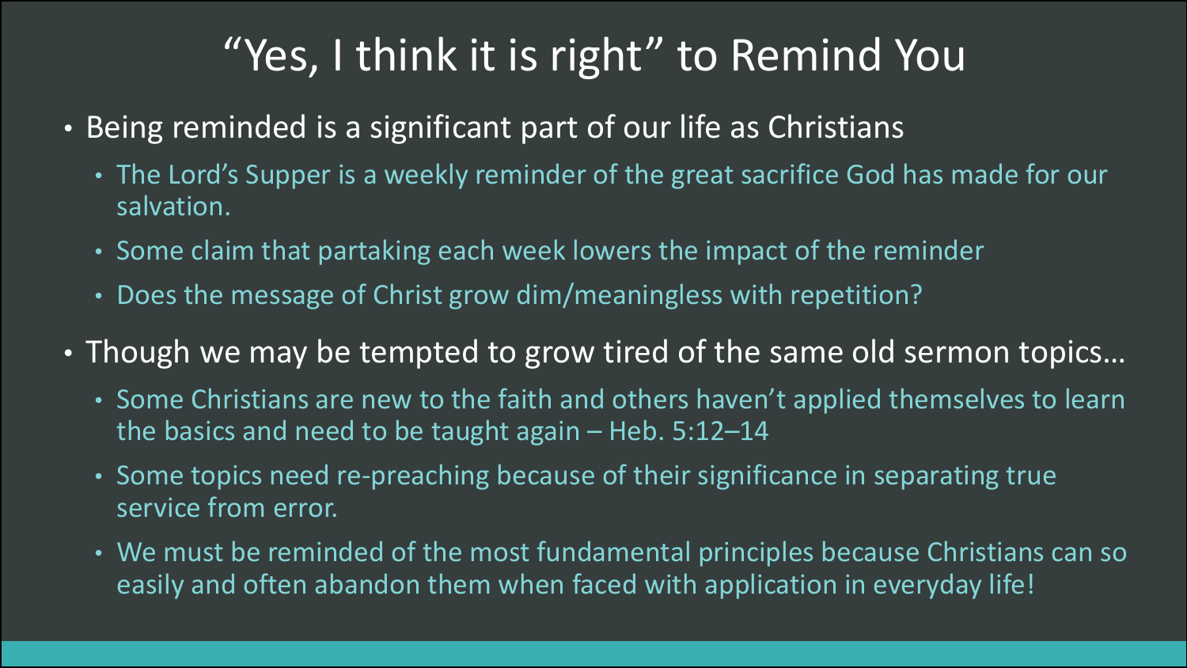# "Yes, I think it is right" to Remind You

- Being reminded is a significant part of our life as Christians
  - The Lord's Supper is a weekly reminder of the great sacrifice God has made for our salvation.
  - Some claim that partaking each week lowers the impact of the reminder
  - Does the message of Christ grow dim/meaningless with repetition?
- Though we may be tempted to grow tired of the same old sermon topics…
  - Some Christians are new to the faith and others haven't applied themselves to learn the basics and need to be taught again – Heb. 5:12–14
  - Some topics need re-preaching because of their significance in separating true service from error.
  - We must be reminded of the most fundamental principles because Christians can so easily and often abandon them when faced with application in everyday life!